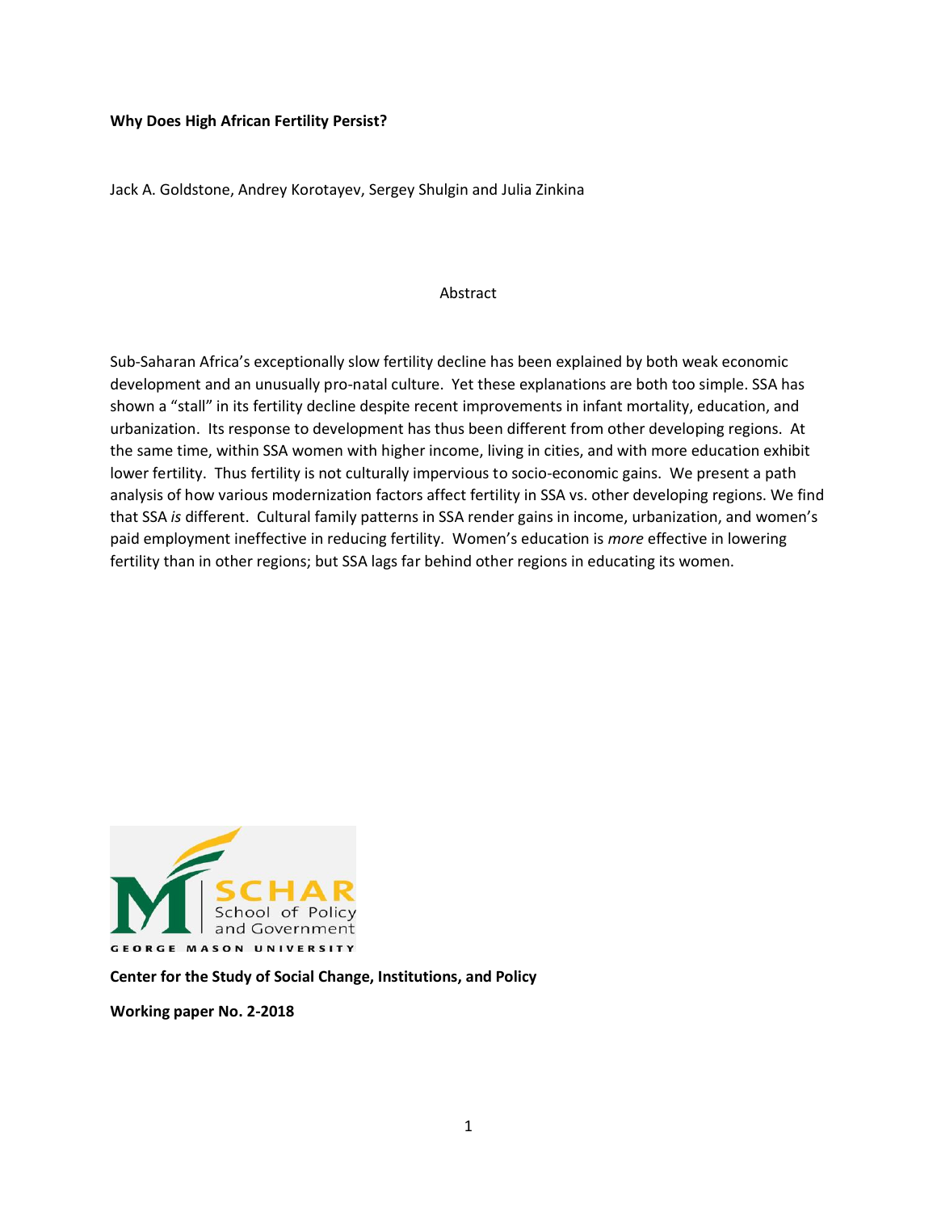**Why Does High African Fertility Persist?**

Jack A. Goldstone, Andrey Korotayev, Sergey Shulgin and Julia Zinkina

Abstract

Sub-Saharan Africa's exceptionally slow fertility decline has been explained by both weak economic development and an unusually pro-natal culture. Yet these explanations are both too simple. SSA has shown a "stall" in its fertility decline despite recent improvements in infant mortality, education, and urbanization. Its response to development has thus been different from other developing regions. At the same time, within SSA women with higher income, living in cities, and with more education exhibit lower fertility. Thus fertility is not culturally impervious to socio-economic gains. We present a path analysis of how various modernization factors affect fertility in SSA vs. other developing regions. We find that SSA *is* different. Cultural family patterns in SSA render gains in income, urbanization, and women's paid employment ineffective in reducing fertility. Women's education is *more* effective in lowering fertility than in other regions; but SSA lags far behind other regions in educating its women.

SCHAR School of Policy and Government
GEORGE MASON UNIVERSITY

**Center for the Study of Social Change, Institutions, and Policy**

**Working paper No. 2-2018**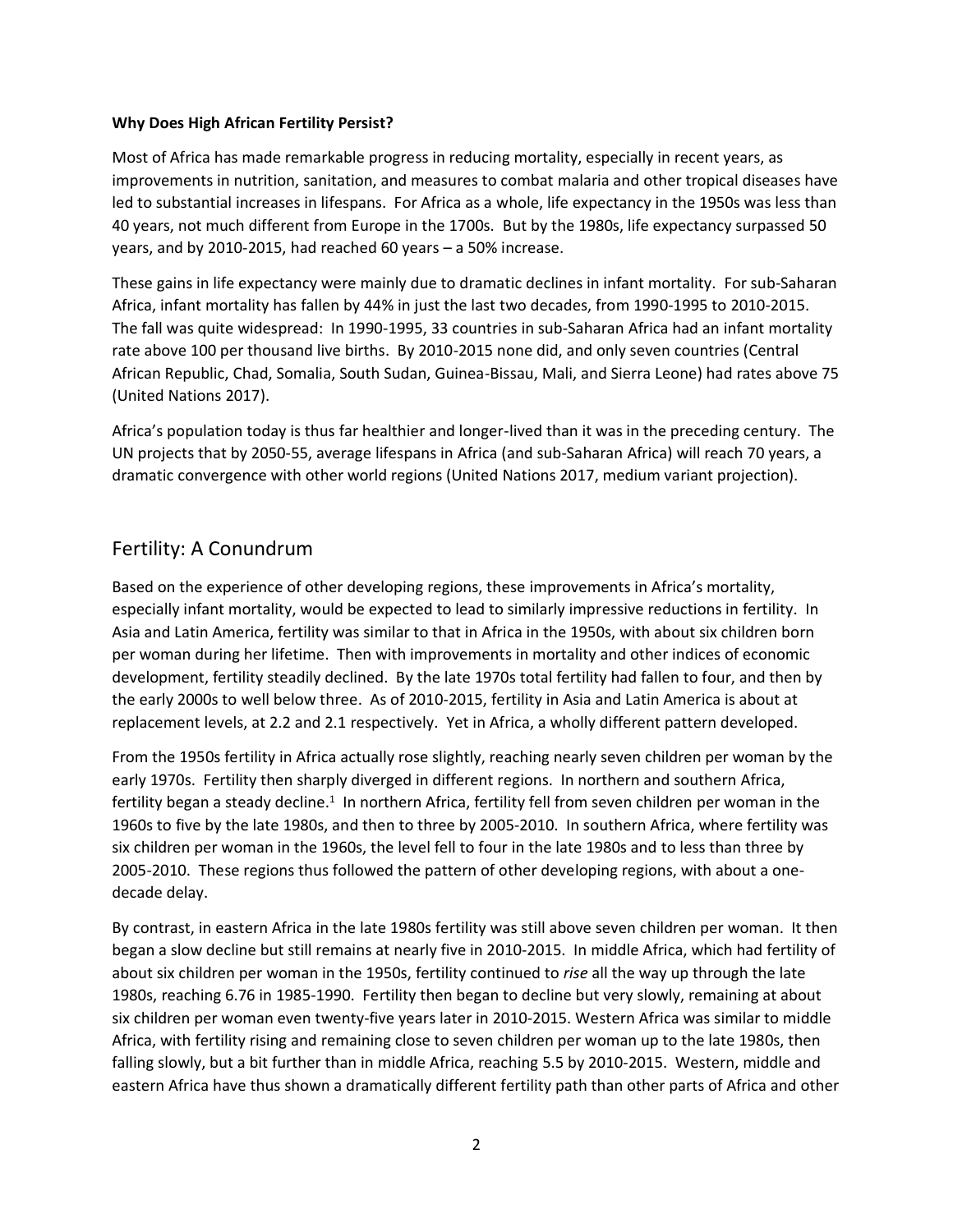**Why Does High African Fertility Persist?**

Most of Africa has made remarkable progress in reducing mortality, especially in recent years, as improvements in nutrition, sanitation, and measures to combat malaria and other tropical diseases have led to substantial increases in lifespans. For Africa as a whole, life expectancy in the 1950s was less than 40 years, not much different from Europe in the 1700s. But by the 1980s, life expectancy surpassed 50 years, and by 2010-2015, had reached 60 years – a 50% increase.

These gains in life expectancy were mainly due to dramatic declines in infant mortality. For sub-Saharan Africa, infant mortality has fallen by 44% in just the last two decades, from 1990-1995 to 2010-2015. The fall was quite widespread: In 1990-1995, 33 countries in sub-Saharan Africa had an infant mortality rate above 100 per thousand live births. By 2010-2015 none did, and only seven countries (Central African Republic, Chad, Somalia, South Sudan, Guinea-Bissau, Mali, and Sierra Leone) had rates above 75 (United Nations 2017).

Africa's population today is thus far healthier and longer-lived than it was in the preceding century. The UN projects that by 2050-55, average lifespans in Africa (and sub-Saharan Africa) will reach 70 years, a dramatic convergence with other world regions (United Nations 2017, medium variant projection).

## Fertility: A Conundrum

Based on the experience of other developing regions, these improvements in Africa's mortality, especially infant mortality, would be expected to lead to similarly impressive reductions in fertility. In Asia and Latin America, fertility was similar to that in Africa in the 1950s, with about six children born per woman during her lifetime. Then with improvements in mortality and other indices of economic development, fertility steadily declined. By the late 1970s total fertility had fallen to four, and then by the early 2000s to well below three. As of 2010-2015, fertility in Asia and Latin America is about at replacement levels, at 2.2 and 2.1 respectively. Yet in Africa, a wholly different pattern developed.

From the 1950s fertility in Africa actually rose slightly, reaching nearly seven children per woman by the early 1970s. Fertility then sharply diverged in different regions. In northern and southern Africa, fertility began a steady decline.[1] In northern Africa, fertility fell from seven children per woman in the 1960s to five by the late 1980s, and then to three by 2005-2010. In southern Africa, where fertility was six children per woman in the 1960s, the level fell to four in the late 1980s and to less than three by 2005-2010. These regions thus followed the pattern of other developing regions, with about a one-decade delay.

By contrast, in eastern Africa in the late 1980s fertility was still above seven children per woman. It then began a slow decline but still remains at nearly five in 2010-2015. In middle Africa, which had fertility of about six children per woman in the 1950s, fertility continued to *rise* all the way up through the late 1980s, reaching 6.76 in 1985-1990. Fertility then began to decline but very slowly, remaining at about six children per woman even twenty-five years later in 2010-2015. Western Africa was similar to middle Africa, with fertility rising and remaining close to seven children per woman up to the late 1980s, then falling slowly, but a bit further than in middle Africa, reaching 5.5 by 2010-2015. Western, middle and eastern Africa have thus shown a dramatically different fertility path than other parts of Africa and other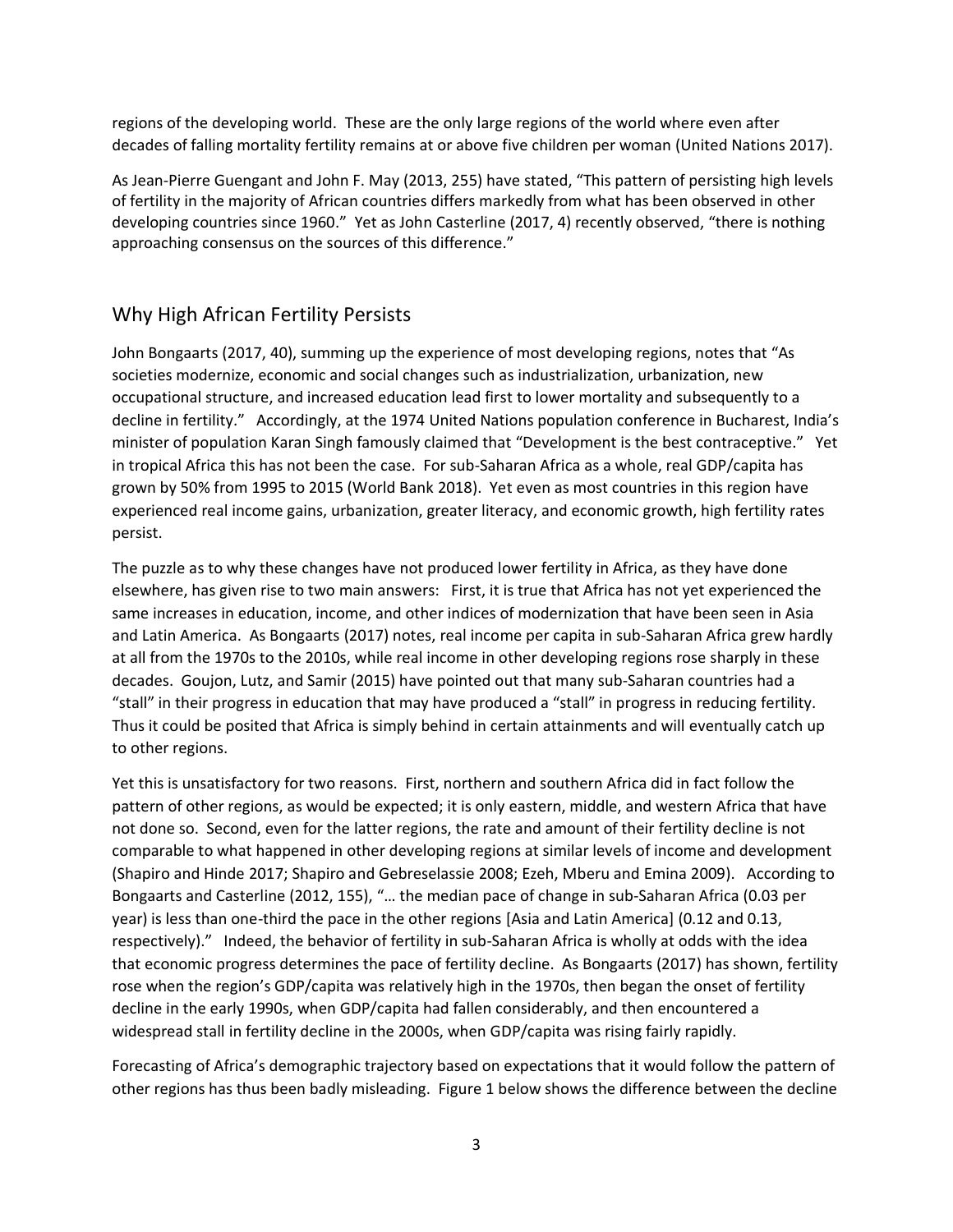regions of the developing world. These are the only large regions of the world where even after decades of falling mortality fertility remains at or above five children per woman (United Nations 2017).

As Jean-Pierre Guengant and John F. May (2013, 255) have stated, "This pattern of persisting high levels of fertility in the majority of African countries differs markedly from what has been observed in other developing countries since 1960." Yet as John Casterline (2017, 4) recently observed, "there is nothing approaching consensus on the sources of this difference."

## Why High African Fertility Persists

John Bongaarts (2017, 40), summing up the experience of most developing regions, notes that "As societies modernize, economic and social changes such as industrialization, urbanization, new occupational structure, and increased education lead first to lower mortality and subsequently to a decline in fertility." Accordingly, at the 1974 United Nations population conference in Bucharest, India's minister of population Karan Singh famously claimed that "Development is the best contraceptive." Yet in tropical Africa this has not been the case. For sub-Saharan Africa as a whole, real GDP/capita has grown by 50% from 1995 to 2015 (World Bank 2018). Yet even as most countries in this region have experienced real income gains, urbanization, greater literacy, and economic growth, high fertility rates persist.

The puzzle as to why these changes have not produced lower fertility in Africa, as they have done elsewhere, has given rise to two main answers: First, it is true that Africa has not yet experienced the same increases in education, income, and other indices of modernization that have been seen in Asia and Latin America. As Bongaarts (2017) notes, real income per capita in sub-Saharan Africa grew hardly at all from the 1970s to the 2010s, while real income in other developing regions rose sharply in these decades. Goujon, Lutz, and Samir (2015) have pointed out that many sub-Saharan countries had a "stall" in their progress in education that may have produced a "stall" in progress in reducing fertility. Thus it could be posited that Africa is simply behind in certain attainments and will eventually catch up to other regions.

Yet this is unsatisfactory for two reasons. First, northern and southern Africa did in fact follow the pattern of other regions, as would be expected; it is only eastern, middle, and western Africa that have not done so. Second, even for the latter regions, the rate and amount of their fertility decline is not comparable to what happened in other developing regions at similar levels of income and development (Shapiro and Hinde 2017; Shapiro and Gebreselassie 2008; Ezeh, Mberu and Emina 2009). According to Bongaarts and Casterline (2012, 155), "… the median pace of change in sub-Saharan Africa (0.03 per year) is less than one-third the pace in the other regions [Asia and Latin America] (0.12 and 0.13, respectively)." Indeed, the behavior of fertility in sub-Saharan Africa is wholly at odds with the idea that economic progress determines the pace of fertility decline. As Bongaarts (2017) has shown, fertility rose when the region's GDP/capita was relatively high in the 1970s, then began the onset of fertility decline in the early 1990s, when GDP/capita had fallen considerably, and then encountered a widespread stall in fertility decline in the 2000s, when GDP/capita was rising fairly rapidly.

Forecasting of Africa's demographic trajectory based on expectations that it would follow the pattern of other regions has thus been badly misleading. Figure 1 below shows the difference between the decline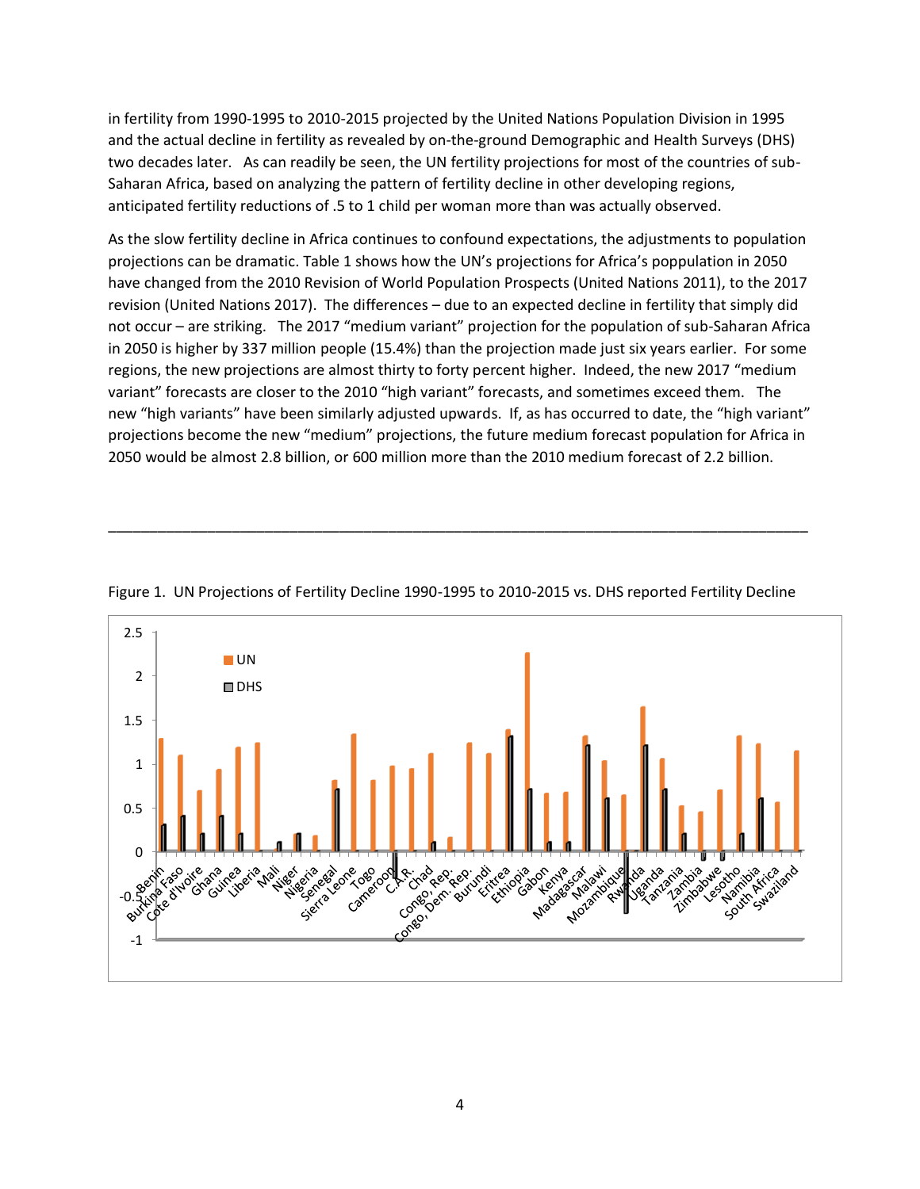in fertility from 1990-1995 to 2010-2015 projected by the United Nations Population Division in 1995 and the actual decline in fertility as revealed by on-the-ground Demographic and Health Surveys (DHS) two decades later. As can readily be seen, the UN fertility projections for most of the countries of sub-Saharan Africa, based on analyzing the pattern of fertility decline in other developing regions, anticipated fertility reductions of .5 to 1 child per woman more than was actually observed.

As the slow fertility decline in Africa continues to confound expectations, the adjustments to population projections can be dramatic. Table 1 shows how the UN's projections for Africa's poppulation in 2050 have changed from the 2010 Revision of World Population Prospects (United Nations 2011), to the 2017 revision (United Nations 2017). The differences – due to an expected decline in fertility that simply did not occur – are striking. The 2017 "medium variant" projection for the population of sub-Saharan Africa in 2050 is higher by 337 million people (15.4%) than the projection made just six years earlier. For some regions, the new projections are almost thirty to forty percent higher. Indeed, the new 2017 "medium variant" forecasts are closer to the 2010 "high variant" forecasts, and sometimes exceed them. The new "high variants" have been similarly adjusted upwards. If, as has occurred to date, the "high variant" projections become the new "medium" projections, the future medium forecast population for Africa in 2050 would be almost 2.8 billion, or 600 million more than the 2010 medium forecast of 2.2 billion.

---

Figure 1. UN Projections of Fertility Decline 1990-1995 to 2010-2015 vs. DHS reported Fertility Decline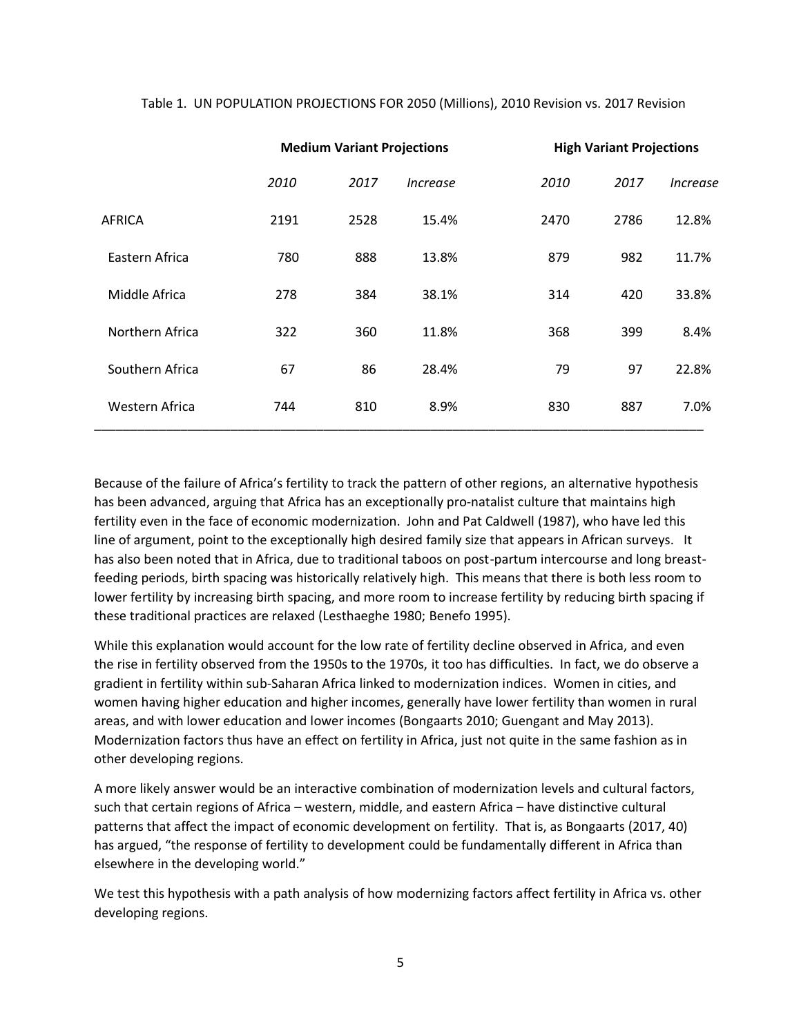Table 1. UN POPULATION PROJECTIONS FOR 2050 (Millions), 2010 Revision vs. 2017 Revision

| | Medium Variant Projections | | | High Variant Projections | | |
|---|---|---|---|---|---|---|
| | *2010* | *2017* | *Increase* | *2010* | *2017* | *Increase* |
| AFRICA | 2191 | 2528 | 15.4% | 2470 | 2786 | 12.8% |
| Eastern Africa | 780 | 888 | 13.8% | 879 | 982 | 11.7% |
| Middle Africa | 278 | 384 | 38.1% | 314 | 420 | 33.8% |
| Northern Africa | 322 | 360 | 11.8% | 368 | 399 | 8.4% |
| Southern Africa | 67 | 86 | 28.4% | 79 | 97 | 22.8% |
| Western Africa | 744 | 810 | 8.9% | 830 | 887 | 7.0% |

Because of the failure of Africa's fertility to track the pattern of other regions, an alternative hypothesis has been advanced, arguing that Africa has an exceptionally pro-natalist culture that maintains high fertility even in the face of economic modernization. John and Pat Caldwell (1987), who have led this line of argument, point to the exceptionally high desired family size that appears in African surveys. It has also been noted that in Africa, due to traditional taboos on post-partum intercourse and long breast-feeding periods, birth spacing was historically relatively high. This means that there is both less room to lower fertility by increasing birth spacing, and more room to increase fertility by reducing birth spacing if these traditional practices are relaxed (Lesthaeghe 1980; Benefo 1995).

While this explanation would account for the low rate of fertility decline observed in Africa, and even the rise in fertility observed from the 1950s to the 1970s, it too has difficulties. In fact, we do observe a gradient in fertility within sub-Saharan Africa linked to modernization indices. Women in cities, and women having higher education and higher incomes, generally have lower fertility than women in rural areas, and with lower education and lower incomes (Bongaarts 2010; Guengant and May 2013). Modernization factors thus have an effect on fertility in Africa, just not quite in the same fashion as in other developing regions.

A more likely answer would be an interactive combination of modernization levels and cultural factors, such that certain regions of Africa – western, middle, and eastern Africa – have distinctive cultural patterns that affect the impact of economic development on fertility. That is, as Bongaarts (2017, 40) has argued, "the response of fertility to development could be fundamentally different in Africa than elsewhere in the developing world."

We test this hypothesis with a path analysis of how modernizing factors affect fertility in Africa vs. other developing regions.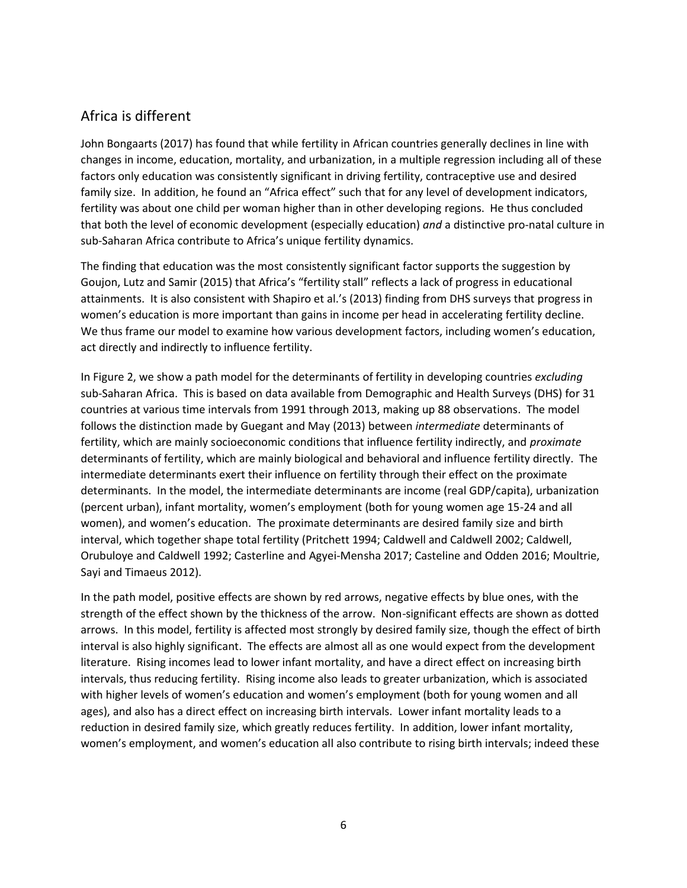## Africa is different

John Bongaarts (2017) has found that while fertility in African countries generally declines in line with changes in income, education, mortality, and urbanization, in a multiple regression including all of these factors only education was consistently significant in driving fertility, contraceptive use and desired family size. In addition, he found an "Africa effect" such that for any level of development indicators, fertility was about one child per woman higher than in other developing regions. He thus concluded that both the level of economic development (especially education) *and* a distinctive pro-natal culture in sub-Saharan Africa contribute to Africa's unique fertility dynamics.

The finding that education was the most consistently significant factor supports the suggestion by Goujon, Lutz and Samir (2015) that Africa's "fertility stall" reflects a lack of progress in educational attainments. It is also consistent with Shapiro et al.'s (2013) finding from DHS surveys that progress in women's education is more important than gains in income per head in accelerating fertility decline. We thus frame our model to examine how various development factors, including women's education, act directly and indirectly to influence fertility.

In Figure 2, we show a path model for the determinants of fertility in developing countries *excluding* sub-Saharan Africa. This is based on data available from Demographic and Health Surveys (DHS) for 31 countries at various time intervals from 1991 through 2013, making up 88 observations. The model follows the distinction made by Guegant and May (2013) between *intermediate* determinants of fertility, which are mainly socioeconomic conditions that influence fertility indirectly, and *proximate* determinants of fertility, which are mainly biological and behavioral and influence fertility directly. The intermediate determinants exert their influence on fertility through their effect on the proximate determinants. In the model, the intermediate determinants are income (real GDP/capita), urbanization (percent urban), infant mortality, women's employment (both for young women age 15-24 and all women), and women's education. The proximate determinants are desired family size and birth interval, which together shape total fertility (Pritchett 1994; Caldwell and Caldwell 2002; Caldwell, Orubuloye and Caldwell 1992; Casterline and Agyei-Mensha 2017; Casteline and Odden 2016; Moultrie, Sayi and Timaeus 2012).

In the path model, positive effects are shown by red arrows, negative effects by blue ones, with the strength of the effect shown by the thickness of the arrow. Non-significant effects are shown as dotted arrows. In this model, fertility is affected most strongly by desired family size, though the effect of birth interval is also highly significant. The effects are almost all as one would expect from the development literature. Rising incomes lead to lower infant mortality, and have a direct effect on increasing birth intervals, thus reducing fertility. Rising income also leads to greater urbanization, which is associated with higher levels of women's education and women's employment (both for young women and all ages), and also has a direct effect on increasing birth intervals. Lower infant mortality leads to a reduction in desired family size, which greatly reduces fertility. In addition, lower infant mortality, women's employment, and women's education all also contribute to rising birth intervals; indeed these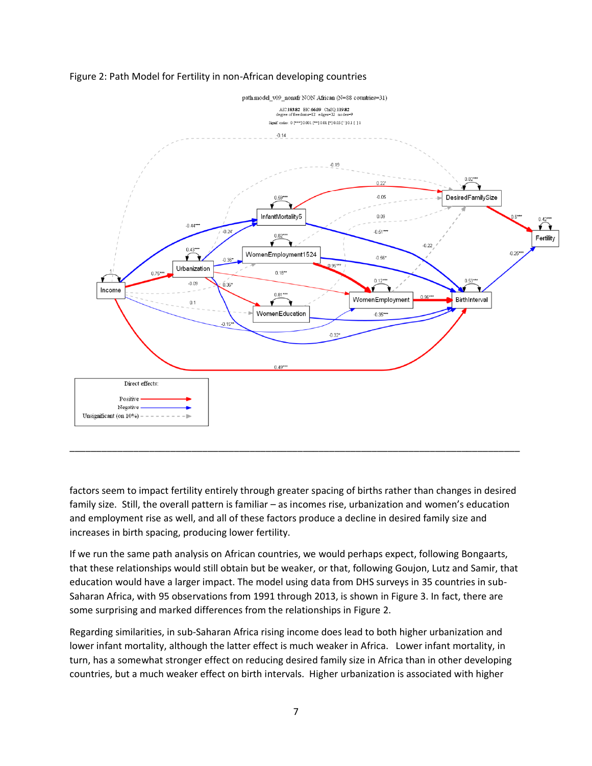Figure 2: Path Model for Fertility in non-African developing countries

---

factors seem to impact fertility entirely through greater spacing of births rather than changes in desired family size. Still, the overall pattern is familiar – as incomes rise, urbanization and women's education and employment rise as well, and all of these factors produce a decline in desired family size and increases in birth spacing, producing lower fertility.

If we run the same path analysis on African countries, we would perhaps expect, following Bongaarts, that these relationships would still obtain but be weaker, or that, following Goujon, Lutz and Samir, that education would have a larger impact. The model using data from DHS surveys in 35 countries in sub-Saharan Africa, with 95 observations from 1991 through 2013, is shown in Figure 3. In fact, there are some surprising and marked differences from the relationships in Figure 2.

Regarding similarities, in sub-Saharan Africa rising income does lead to both higher urbanization and lower infant mortality, although the latter effect is much weaker in Africa. Lower infant mortality, in turn, has a somewhat stronger effect on reducing desired family size in Africa than in other developing countries, but a much weaker effect on birth intervals. Higher urbanization is associated with higher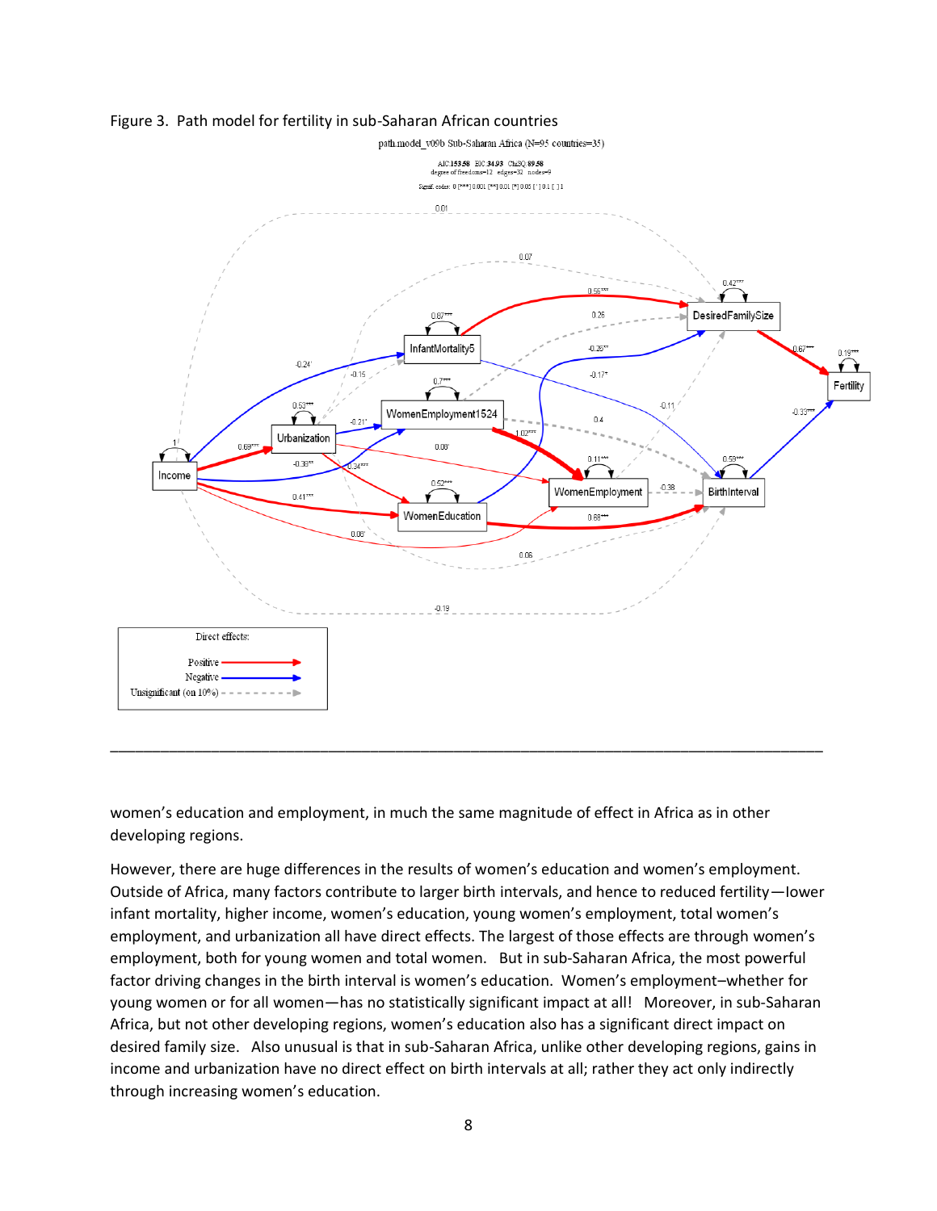Figure 3. Path model for fertility in sub-Saharan African countries

women's education and employment, in much the same magnitude of effect in Africa as in other developing regions.

However, there are huge differences in the results of women's education and women's employment. Outside of Africa, many factors contribute to larger birth intervals, and hence to reduced fertility—lower infant mortality, higher income, women's education, young women's employment, total women's employment, and urbanization all have direct effects. The largest of those effects are through women's employment, both for young women and total women. But in sub-Saharan Africa, the most powerful factor driving changes in the birth interval is women's education. Women's employment–whether for young women or for all women—has no statistically significant impact at all! Moreover, in sub-Saharan Africa, but not other developing regions, women's education also has a significant direct impact on desired family size. Also unusual is that in sub-Saharan Africa, unlike other developing regions, gains in income and urbanization have no direct effect on birth intervals at all; rather they act only indirectly through increasing women's education.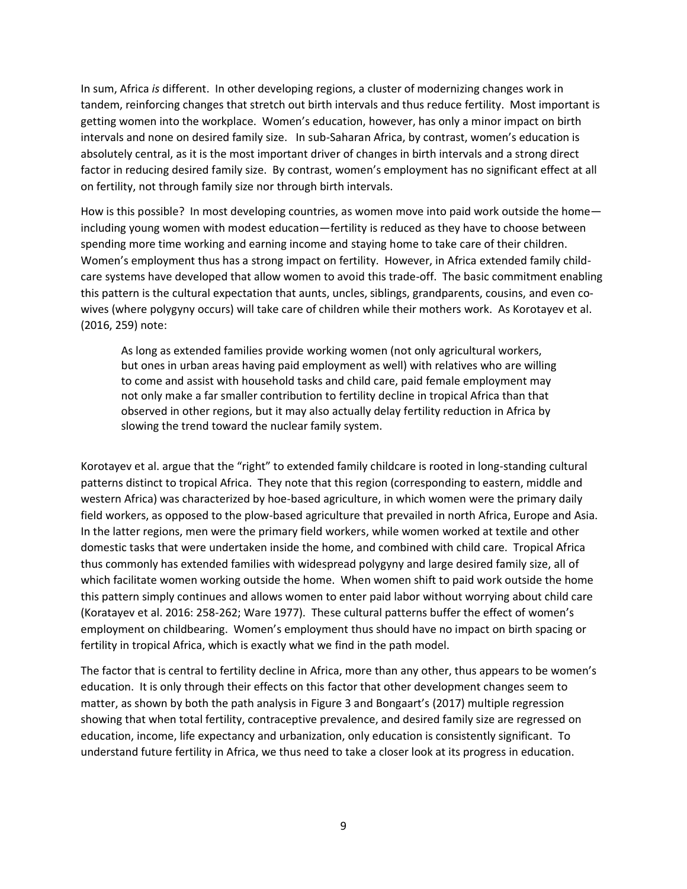In sum, Africa *is* different. In other developing regions, a cluster of modernizing changes work in tandem, reinforcing changes that stretch out birth intervals and thus reduce fertility. Most important is getting women into the workplace. Women's education, however, has only a minor impact on birth intervals and none on desired family size. In sub-Saharan Africa, by contrast, women's education is absolutely central, as it is the most important driver of changes in birth intervals and a strong direct factor in reducing desired family size. By contrast, women's employment has no significant effect at all on fertility, not through family size nor through birth intervals.

How is this possible? In most developing countries, as women move into paid work outside the home—including young women with modest education—fertility is reduced as they have to choose between spending more time working and earning income and staying home to take care of their children. Women's employment thus has a strong impact on fertility. However, in Africa extended family child-care systems have developed that allow women to avoid this trade-off. The basic commitment enabling this pattern is the cultural expectation that aunts, uncles, siblings, grandparents, cousins, and even co-wives (where polygyny occurs) will take care of children while their mothers work. As Korotayev et al. (2016, 259) note:

> As long as extended families provide working women (not only agricultural workers, but ones in urban areas having paid employment as well) with relatives who are willing to come and assist with household tasks and child care, paid female employment may not only make a far smaller contribution to fertility decline in tropical Africa than that observed in other regions, but it may also actually delay fertility reduction in Africa by slowing the trend toward the nuclear family system.

Korotayev et al. argue that the "right" to extended family childcare is rooted in long-standing cultural patterns distinct to tropical Africa. They note that this region (corresponding to eastern, middle and western Africa) was characterized by hoe-based agriculture, in which women were the primary daily field workers, as opposed to the plow-based agriculture that prevailed in north Africa, Europe and Asia. In the latter regions, men were the primary field workers, while women worked at textile and other domestic tasks that were undertaken inside the home, and combined with child care. Tropical Africa thus commonly has extended families with widespread polygyny and large desired family size, all of which facilitate women working outside the home. When women shift to paid work outside the home this pattern simply continues and allows women to enter paid labor without worrying about child care (Koratayev et al. 2016: 258-262; Ware 1977). These cultural patterns buffer the effect of women's employment on childbearing. Women's employment thus should have no impact on birth spacing or fertility in tropical Africa, which is exactly what we find in the path model.

The factor that is central to fertility decline in Africa, more than any other, thus appears to be women's education. It is only through their effects on this factor that other development changes seem to matter, as shown by both the path analysis in Figure 3 and Bongaart's (2017) multiple regression showing that when total fertility, contraceptive prevalence, and desired family size are regressed on education, income, life expectancy and urbanization, only education is consistently significant. To understand future fertility in Africa, we thus need to take a closer look at its progress in education.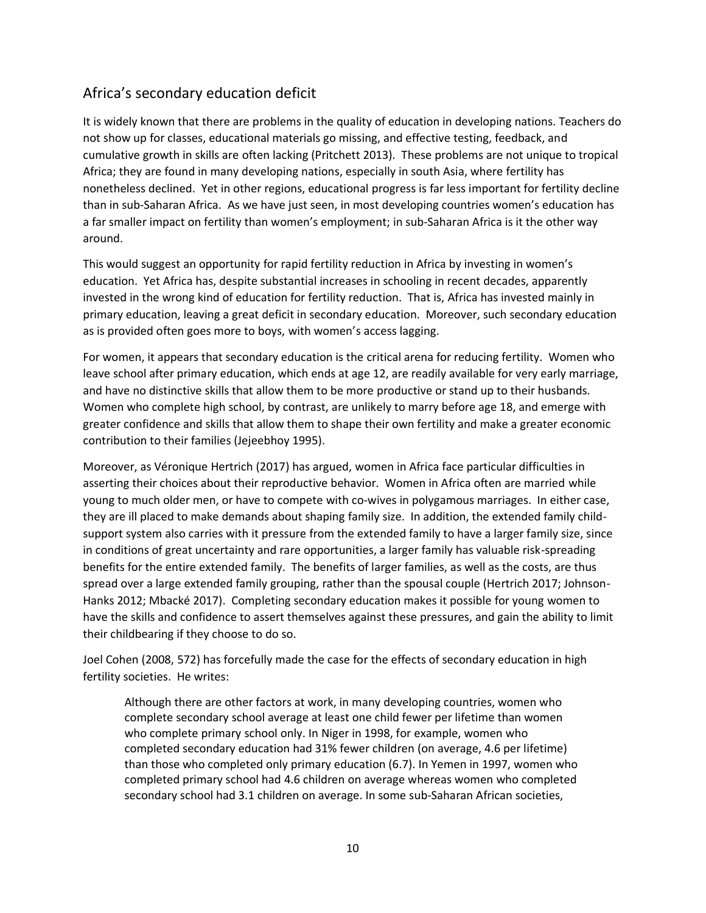## Africa's secondary education deficit

It is widely known that there are problems in the quality of education in developing nations. Teachers do not show up for classes, educational materials go missing, and effective testing, feedback, and cumulative growth in skills are often lacking (Pritchett 2013). These problems are not unique to tropical Africa; they are found in many developing nations, especially in south Asia, where fertility has nonetheless declined. Yet in other regions, educational progress is far less important for fertility decline than in sub-Saharan Africa. As we have just seen, in most developing countries women's education has a far smaller impact on fertility than women's employment; in sub-Saharan Africa is it the other way around.

This would suggest an opportunity for rapid fertility reduction in Africa by investing in women's education. Yet Africa has, despite substantial increases in schooling in recent decades, apparently invested in the wrong kind of education for fertility reduction. That is, Africa has invested mainly in primary education, leaving a great deficit in secondary education. Moreover, such secondary education as is provided often goes more to boys, with women's access lagging.

For women, it appears that secondary education is the critical arena for reducing fertility. Women who leave school after primary education, which ends at age 12, are readily available for very early marriage, and have no distinctive skills that allow them to be more productive or stand up to their husbands. Women who complete high school, by contrast, are unlikely to marry before age 18, and emerge with greater confidence and skills that allow them to shape their own fertility and make a greater economic contribution to their families (Jejeebhoy 1995).

Moreover, as Véronique Hertrich (2017) has argued, women in Africa face particular difficulties in asserting their choices about their reproductive behavior. Women in Africa often are married while young to much older men, or have to compete with co-wives in polygamous marriages. In either case, they are ill placed to make demands about shaping family size. In addition, the extended family child-support system also carries with it pressure from the extended family to have a larger family size, since in conditions of great uncertainty and rare opportunities, a larger family has valuable risk-spreading benefits for the entire extended family. The benefits of larger families, as well as the costs, are thus spread over a large extended family grouping, rather than the spousal couple (Hertrich 2017; Johnson-Hanks 2012; Mbacké 2017). Completing secondary education makes it possible for young women to have the skills and confidence to assert themselves against these pressures, and gain the ability to limit their childbearing if they choose to do so.

Joel Cohen (2008, 572) has forcefully made the case for the effects of secondary education in high fertility societies. He writes:

> Although there are other factors at work, in many developing countries, women who complete secondary school average at least one child fewer per lifetime than women who complete primary school only. In Niger in 1998, for example, women who completed secondary education had 31% fewer children (on average, 4.6 per lifetime) than those who completed only primary education (6.7). In Yemen in 1997, women who completed primary school had 4.6 children on average whereas women who completed secondary school had 3.1 children on average. In some sub-Saharan African societies,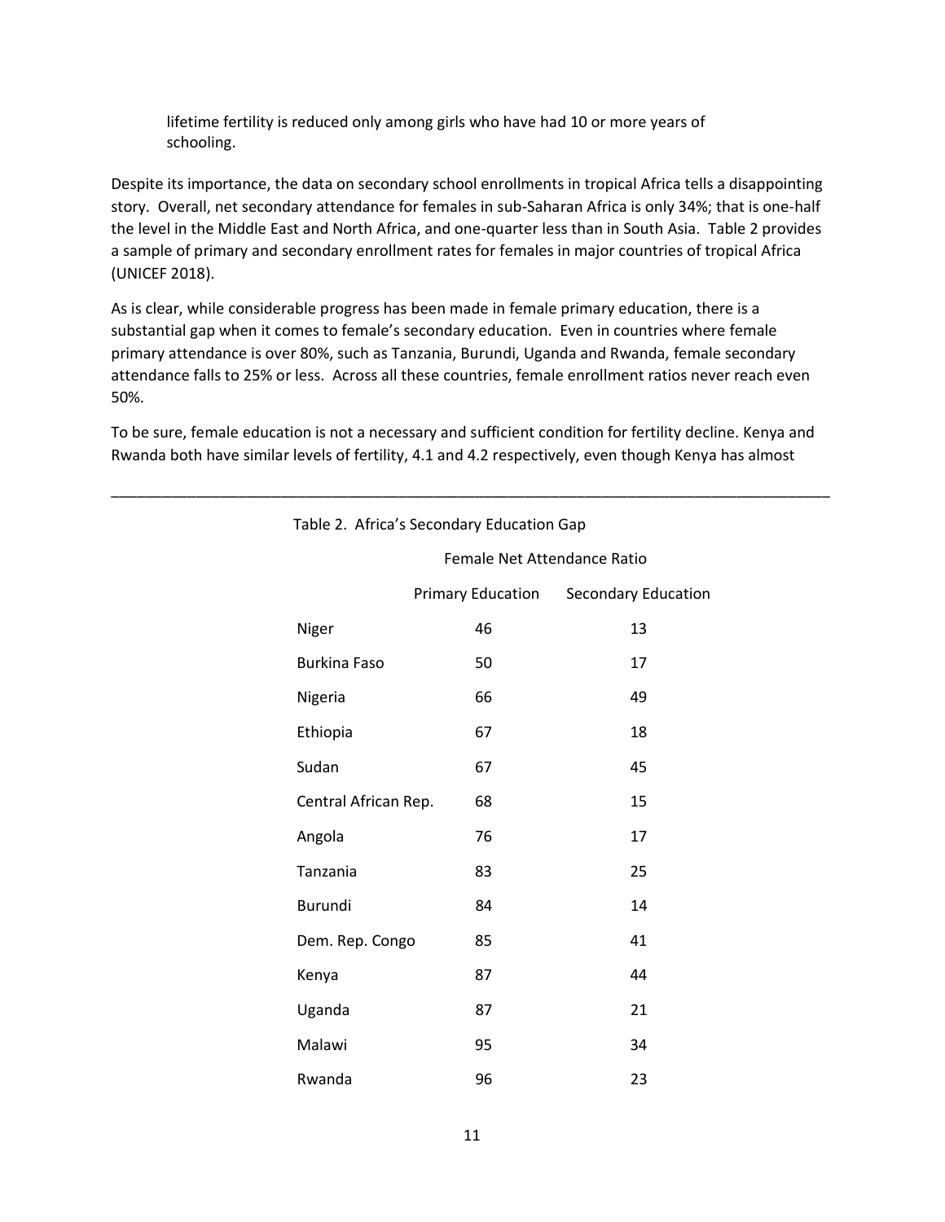lifetime fertility is reduced only among girls who have had 10 or more years of schooling.

Despite its importance, the data on secondary school enrollments in tropical Africa tells a disappointing story. Overall, net secondary attendance for females in sub-Saharan Africa is only 34%; that is one-half the level in the Middle East and North Africa, and one-quarter less than in South Asia. Table 2 provides a sample of primary and secondary enrollment rates for females in major countries of tropical Africa (UNICEF 2018).

As is clear, while considerable progress has been made in female primary education, there is a substantial gap when it comes to female's secondary education. Even in countries where female primary attendance is over 80%, such as Tanzania, Burundi, Uganda and Rwanda, female secondary attendance falls to 25% or less. Across all these countries, female enrollment ratios never reach even 50%.

To be sure, female education is not a necessary and sufficient condition for fertility decline. Kenya and Rwanda both have similar levels of fertility, 4.1 and 4.2 respectively, even though Kenya has almost

Table 2. Africa's Secondary Education Gap

| | Female Net Attendance Ratio | |
|---|---|---|
| | Primary Education | Secondary Education |
| Niger | 46 | 13 |
| Burkina Faso | 50 | 17 |
| Nigeria | 66 | 49 |
| Ethiopia | 67 | 18 |
| Sudan | 67 | 45 |
| Central African Rep. | 68 | 15 |
| Angola | 76 | 17 |
| Tanzania | 83 | 25 |
| Burundi | 84 | 14 |
| Dem. Rep. Congo | 85 | 41 |
| Kenya | 87 | 44 |
| Uganda | 87 | 21 |
| Malawi | 95 | 34 |
| Rwanda | 96 | 23 |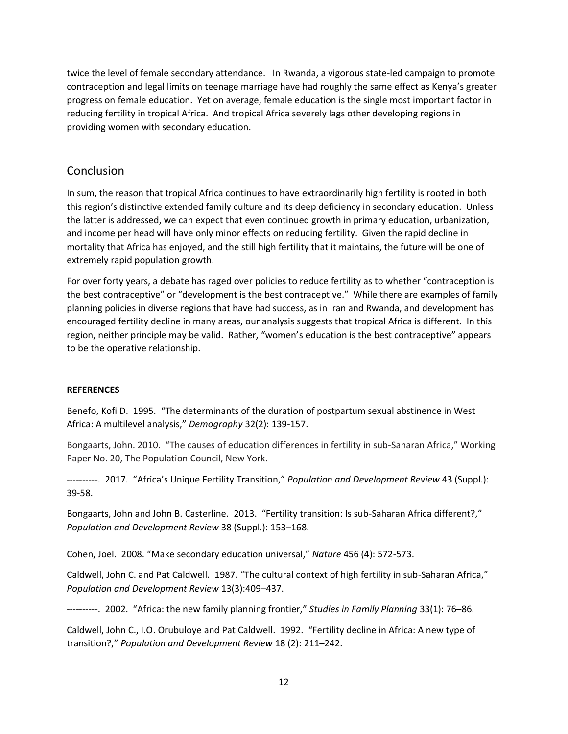twice the level of female secondary attendance. In Rwanda, a vigorous state-led campaign to promote contraception and legal limits on teenage marriage have had roughly the same effect as Kenya's greater progress on female education. Yet on average, female education is the single most important factor in reducing fertility in tropical Africa. And tropical Africa severely lags other developing regions in providing women with secondary education.

## Conclusion

In sum, the reason that tropical Africa continues to have extraordinarily high fertility is rooted in both this region's distinctive extended family culture and its deep deficiency in secondary education. Unless the latter is addressed, we can expect that even continued growth in primary education, urbanization, and income per head will have only minor effects on reducing fertility. Given the rapid decline in mortality that Africa has enjoyed, and the still high fertility that it maintains, the future will be one of extremely rapid population growth.

For over forty years, a debate has raged over policies to reduce fertility as to whether "contraception is the best contraceptive" or "development is the best contraceptive." While there are examples of family planning policies in diverse regions that have had success, as in Iran and Rwanda, and development has encouraged fertility decline in many areas, our analysis suggests that tropical Africa is different. In this region, neither principle may be valid. Rather, "women's education is the best contraceptive" appears to be the operative relationship.

**REFERENCES**

Benefo, Kofi D. 1995. "The determinants of the duration of postpartum sexual abstinence in West Africa: A multilevel analysis," *Demography* 32(2): 139-157.

Bongaarts, John. 2010. "The causes of education differences in fertility in sub-Saharan Africa," Working Paper No. 20, The Population Council, New York.

----------. 2017. "Africa's Unique Fertility Transition," *Population and Development Review* 43 (Suppl.): 39-58.

Bongaarts, John and John B. Casterline. 2013. "Fertility transition: Is sub-Saharan Africa different?," *Population and Development Review* 38 (Suppl.): 153–168.

Cohen, Joel. 2008. "Make secondary education universal," *Nature* 456 (4): 572-573.

Caldwell, John C. and Pat Caldwell. 1987. "The cultural context of high fertility in sub-Saharan Africa," *Population and Development Review* 13(3):409–437.

----------. 2002. "Africa: the new family planning frontier," *Studies in Family Planning* 33(1): 76–86.

Caldwell, John C., I.O. Orubuloye and Pat Caldwell. 1992. "Fertility decline in Africa: A new type of transition?," *Population and Development Review* 18 (2): 211–242.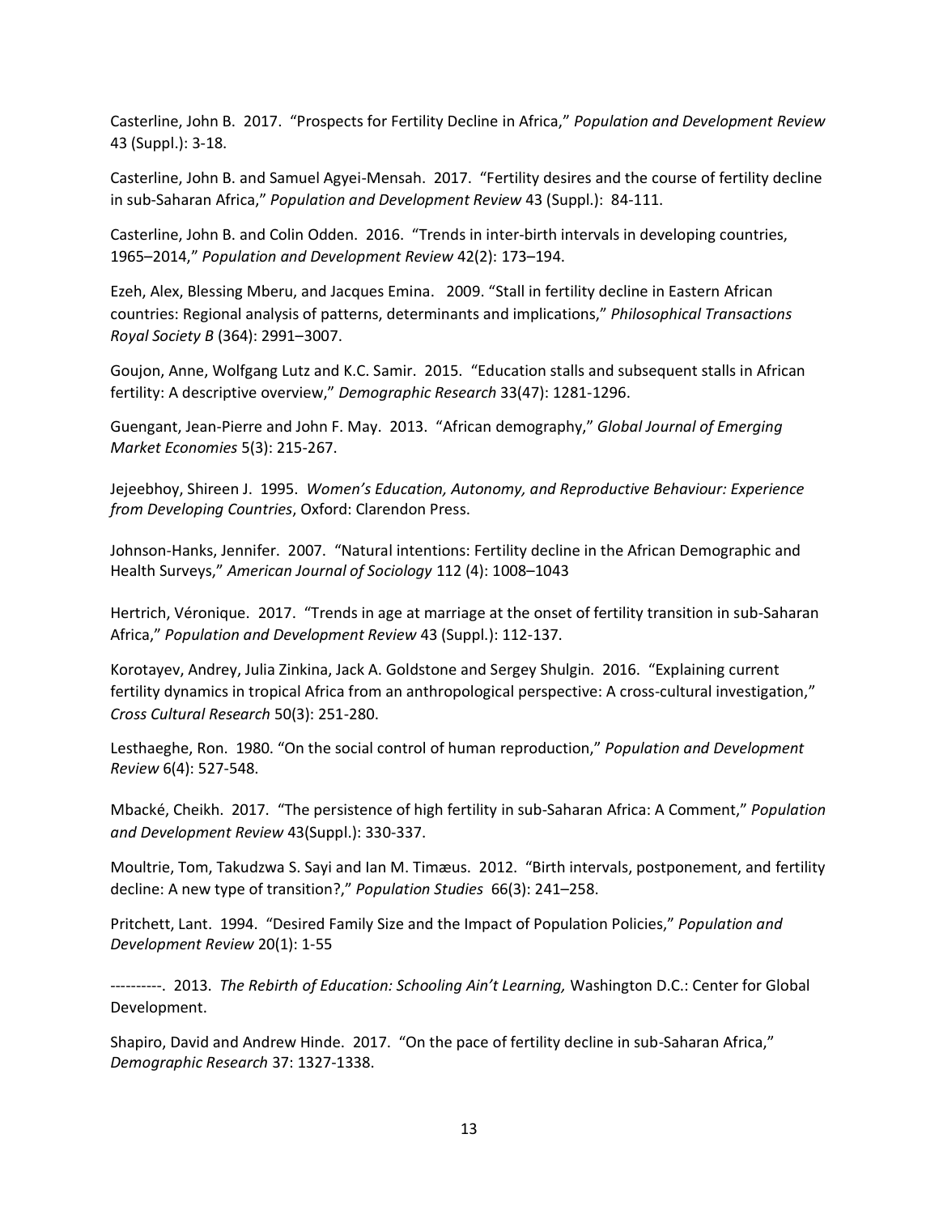Casterline, John B. 2017. "Prospects for Fertility Decline in Africa," *Population and Development Review* 43 (Suppl.): 3-18.

Casterline, John B. and Samuel Agyei-Mensah. 2017. "Fertility desires and the course of fertility decline in sub-Saharan Africa," *Population and Development Review* 43 (Suppl.): 84-111.

Casterline, John B. and Colin Odden. 2016. "Trends in inter-birth intervals in developing countries, 1965–2014," *Population and Development Review* 42(2): 173–194.

Ezeh, Alex, Blessing Mberu, and Jacques Emina. 2009. "Stall in fertility decline in Eastern African countries: Regional analysis of patterns, determinants and implications," *Philosophical Transactions Royal Society B* (364): 2991–3007.

Goujon, Anne, Wolfgang Lutz and K.C. Samir. 2015. "Education stalls and subsequent stalls in African fertility: A descriptive overview," *Demographic Research* 33(47): 1281-1296.

Guengant, Jean-Pierre and John F. May. 2013. "African demography," *Global Journal of Emerging Market Economies* 5(3): 215-267.

Jejeebhoy, Shireen J. 1995. *Women's Education, Autonomy, and Reproductive Behaviour: Experience from Developing Countries*, Oxford: Clarendon Press.

Johnson-Hanks, Jennifer. 2007. "Natural intentions: Fertility decline in the African Demographic and Health Surveys," *American Journal of Sociology* 112 (4): 1008–1043

Hertrich, Véronique. 2017. "Trends in age at marriage at the onset of fertility transition in sub-Saharan Africa," *Population and Development Review* 43 (Suppl.): 112-137.

Korotayev, Andrey, Julia Zinkina, Jack A. Goldstone and Sergey Shulgin. 2016. "Explaining current fertility dynamics in tropical Africa from an anthropological perspective: A cross-cultural investigation," *Cross Cultural Research* 50(3): 251-280.

Lesthaeghe, Ron. 1980. "On the social control of human reproduction," *Population and Development Review* 6(4): 527-548.

Mbacké, Cheikh. 2017. "The persistence of high fertility in sub-Saharan Africa: A Comment," *Population and Development Review* 43(Suppl.): 330-337.

Moultrie, Tom, Takudzwa S. Sayi and Ian M. Timæus. 2012. "Birth intervals, postponement, and fertility decline: A new type of transition?," *Population Studies* 66(3): 241–258.

Pritchett, Lant. 1994. "Desired Family Size and the Impact of Population Policies," *Population and Development Review* 20(1): 1-55

----------. 2013. *The Rebirth of Education: Schooling Ain't Learning,* Washington D.C.: Center for Global Development.

Shapiro, David and Andrew Hinde. 2017. "On the pace of fertility decline in sub-Saharan Africa," *Demographic Research* 37: 1327-1338.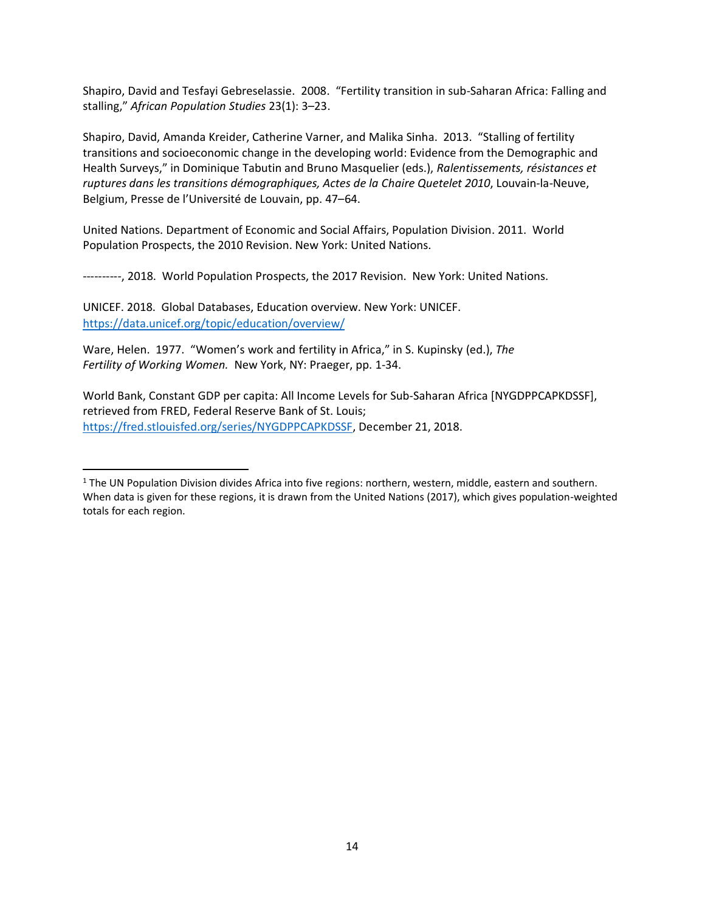Shapiro, David and Tesfayi Gebreselassie. 2008. "Fertility transition in sub-Saharan Africa: Falling and stalling," *African Population Studies* 23(1): 3–23.

Shapiro, David, Amanda Kreider, Catherine Varner, and Malika Sinha. 2013. "Stalling of fertility transitions and socioeconomic change in the developing world: Evidence from the Demographic and Health Surveys," in Dominique Tabutin and Bruno Masquelier (eds.), *Ralentissements, résistances et ruptures dans les transitions démographiques, Actes de la Chaire Quetelet 2010*, Louvain-la-Neuve, Belgium, Presse de l'Université de Louvain, pp. 47–64.

United Nations. Department of Economic and Social Affairs, Population Division. 2011. World Population Prospects, the 2010 Revision. New York: United Nations.

----------, 2018. World Population Prospects, the 2017 Revision. New York: United Nations.

UNICEF. 2018. Global Databases, Education overview. New York: UNICEF. https://data.unicef.org/topic/education/overview/

Ware, Helen. 1977. "Women's work and fertility in Africa," in S. Kupinsky (ed.), *The Fertility of Working Women.* New York, NY: Praeger, pp. 1-34.

World Bank, Constant GDP per capita: All Income Levels for Sub-Saharan Africa [NYGDPPCAPKDSSF], retrieved from FRED, Federal Reserve Bank of St. Louis; https://fred.stlouisfed.org/series/NYGDPPCAPKDSSF, December 21, 2018.

---

[1] The UN Population Division divides Africa into five regions: northern, western, middle, eastern and southern. When data is given for these regions, it is drawn from the United Nations (2017), which gives population-weighted totals for each region.